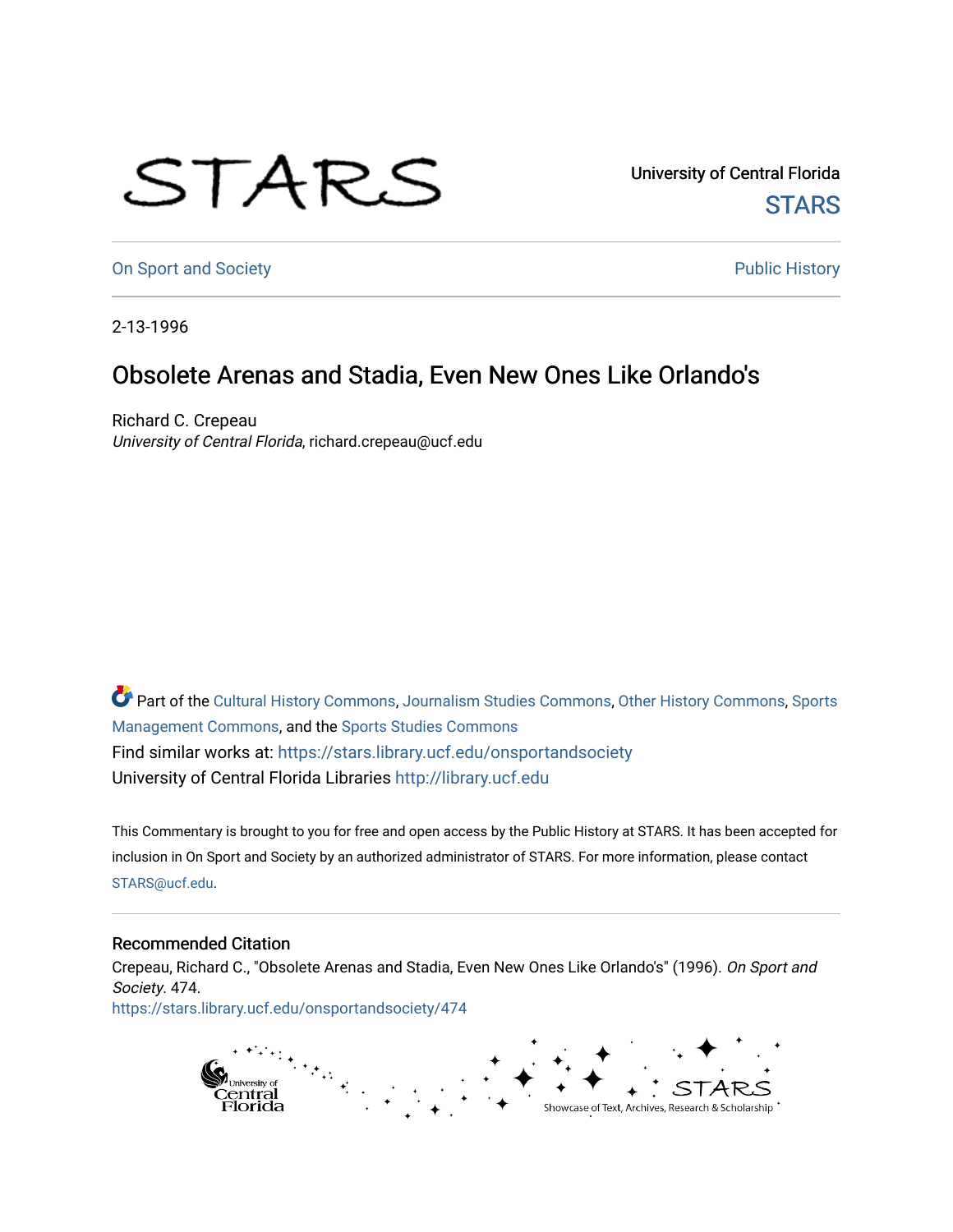University of Central Florida

STARS

On Sport and Society

Public History

2-13-1996

# Obsolete Arenas and Stadia, Even New Ones Like Orlando's

Richard C. Crepeau
*University of Central Florida*, richard.crepeau@ucf.edu

Part of the Cultural History Commons, Journalism Studies Commons, Other History Commons, Sports Management Commons, and the Sports Studies Commons

Find similar works at: https://stars.library.ucf.edu/onsportandsociety

University of Central Florida Libraries http://library.ucf.edu

This Commentary is brought to you for free and open access by the Public History at STARS. It has been accepted for inclusion in On Sport and Society by an authorized administrator of STARS. For more information, please contact STARS@ucf.edu.

## Recommended Citation

Crepeau, Richard C., "Obsolete Arenas and Stadia, Even New Ones Like Orlando's" (1996). *On Sport and Society*. 474.
https://stars.library.ucf.edu/onsportandsociety/474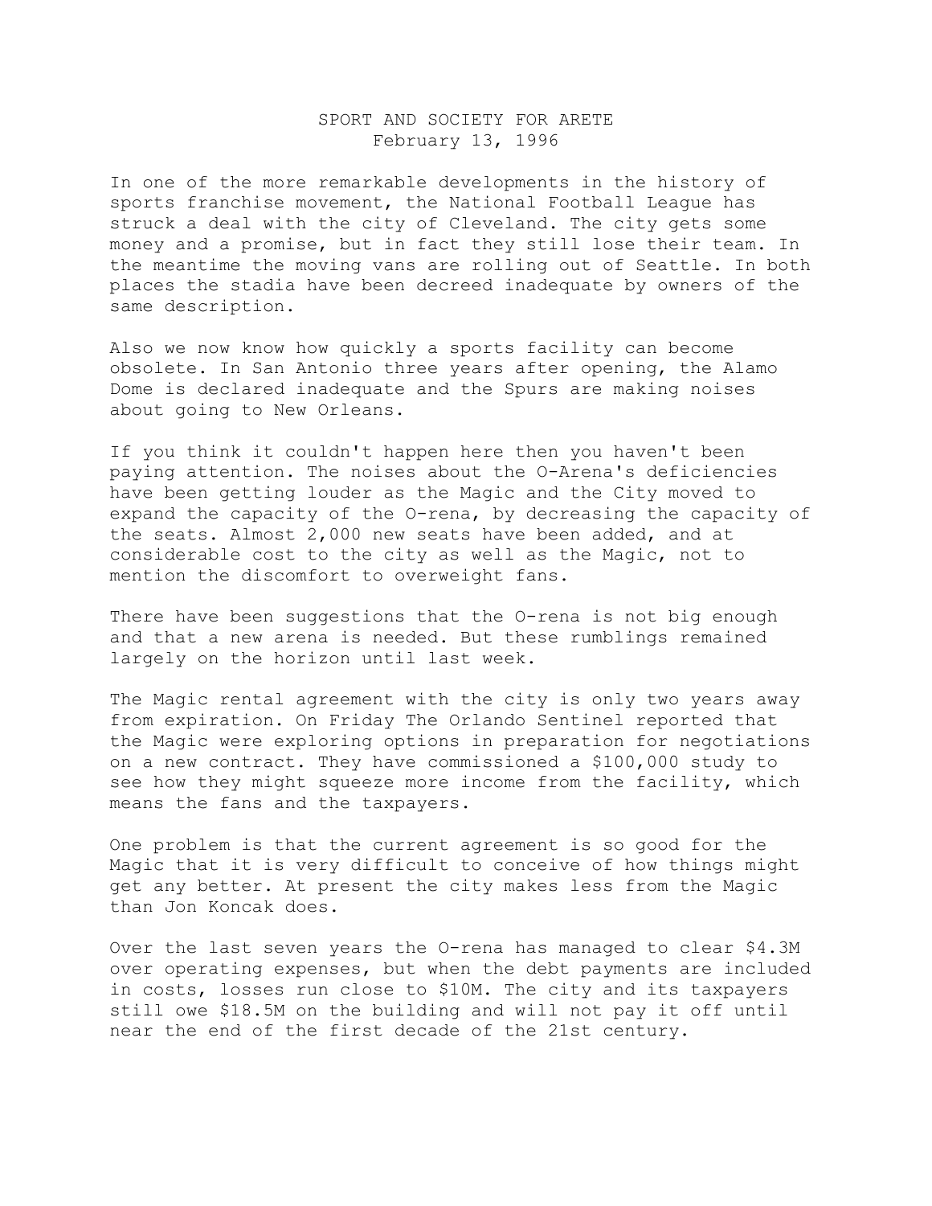SPORT AND SOCIETY FOR ARETE
February 13, 1996

In one of the more remarkable developments in the history of sports franchise movement, the National Football League has struck a deal with the city of Cleveland. The city gets some money and a promise, but in fact they still lose their team. In the meantime the moving vans are rolling out of Seattle. In both places the stadia have been decreed inadequate by owners of the same description.

Also we now know how quickly a sports facility can become obsolete. In San Antonio three years after opening, the Alamo Dome is declared inadequate and the Spurs are making noises about going to New Orleans.

If you think it couldn't happen here then you haven't been paying attention. The noises about the O-Arena's deficiencies have been getting louder as the Magic and the City moved to expand the capacity of the O-rena, by decreasing the capacity of the seats. Almost 2,000 new seats have been added, and at considerable cost to the city as well as the Magic, not to mention the discomfort to overweight fans.

There have been suggestions that the O-rena is not big enough and that a new arena is needed. But these rumblings remained largely on the horizon until last week.

The Magic rental agreement with the city is only two years away from expiration. On Friday The Orlando Sentinel reported that the Magic were exploring options in preparation for negotiations on a new contract. They have commissioned a $100,000 study to see how they might squeeze more income from the facility, which means the fans and the taxpayers.

One problem is that the current agreement is so good for the Magic that it is very difficult to conceive of how things might get any better. At present the city makes less from the Magic than Jon Koncak does.

Over the last seven years the O-rena has managed to clear $4.3M over operating expenses, but when the debt payments are included in costs, losses run close to $10M. The city and its taxpayers still owe $18.5M on the building and will not pay it off until near the end of the first decade of the 21st century.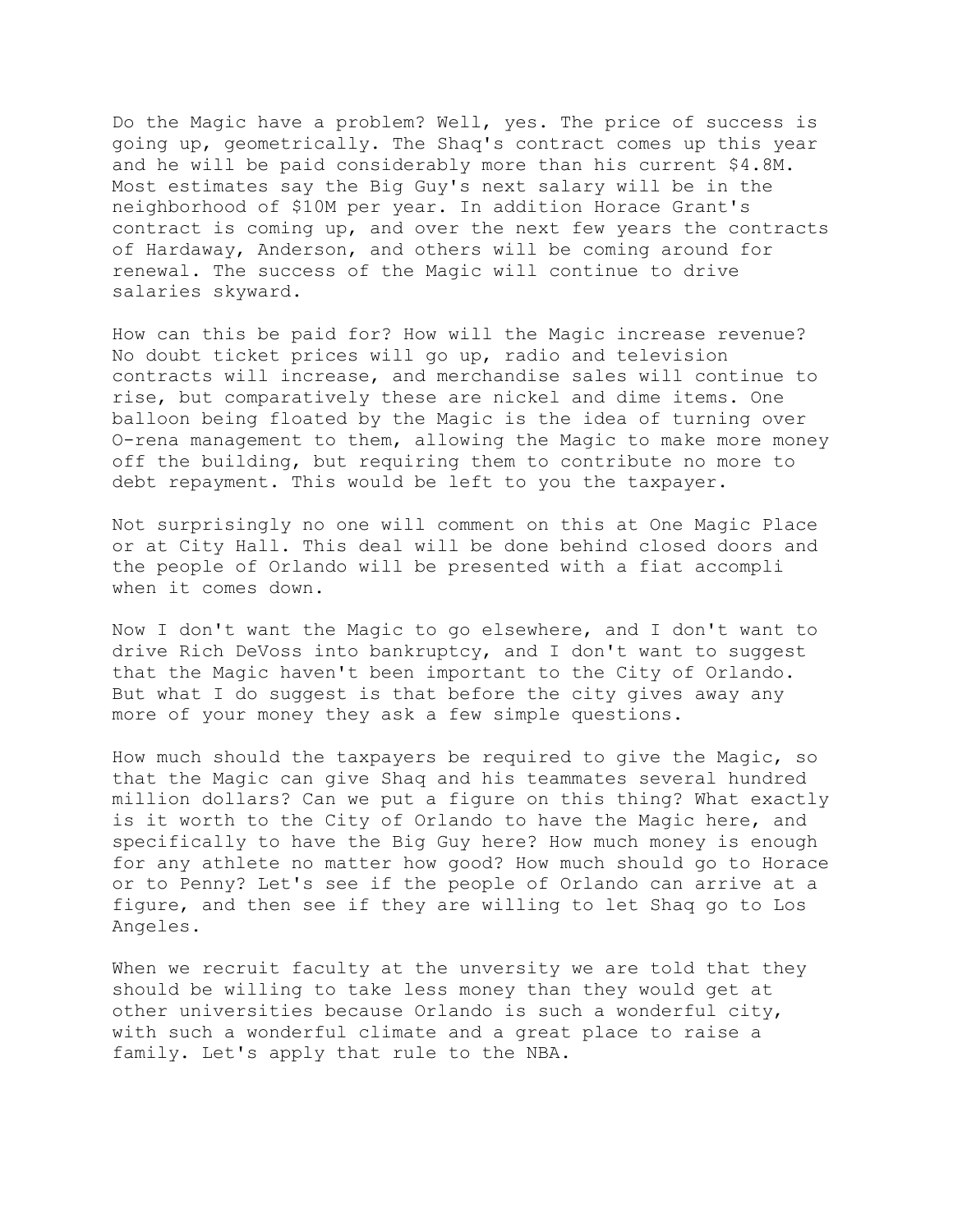Do the Magic have a problem? Well, yes. The price of success is going up, geometrically. The Shaq's contract comes up this year and he will be paid considerably more than his current $4.8M. Most estimates say the Big Guy's next salary will be in the neighborhood of $10M per year. In addition Horace Grant's contract is coming up, and over the next few years the contracts of Hardaway, Anderson, and others will be coming around for renewal. The success of the Magic will continue to drive salaries skyward.

How can this be paid for? How will the Magic increase revenue? No doubt ticket prices will go up, radio and television contracts will increase, and merchandise sales will continue to rise, but comparatively these are nickel and dime items. One balloon being floated by the Magic is the idea of turning over O-rena management to them, allowing the Magic to make more money off the building, but requiring them to contribute no more to debt repayment. This would be left to you the taxpayer.

Not surprisingly no one will comment on this at One Magic Place or at City Hall. This deal will be done behind closed doors and the people of Orlando will be presented with a fiat accompli when it comes down.

Now I don't want the Magic to go elsewhere, and I don't want to drive Rich DeVoss into bankruptcy, and I don't want to suggest that the Magic haven't been important to the City of Orlando. But what I do suggest is that before the city gives away any more of your money they ask a few simple questions.

How much should the taxpayers be required to give the Magic, so that the Magic can give Shaq and his teammates several hundred million dollars? Can we put a figure on this thing? What exactly is it worth to the City of Orlando to have the Magic here, and specifically to have the Big Guy here? How much money is enough for any athlete no matter how good? How much should go to Horace or to Penny? Let's see if the people of Orlando can arrive at a figure, and then see if they are willing to let Shaq go to Los Angeles.

When we recruit faculty at the unversity we are told that they should be willing to take less money than they would get at other universities because Orlando is such a wonderful city, with such a wonderful climate and a great place to raise a family. Let's apply that rule to the NBA.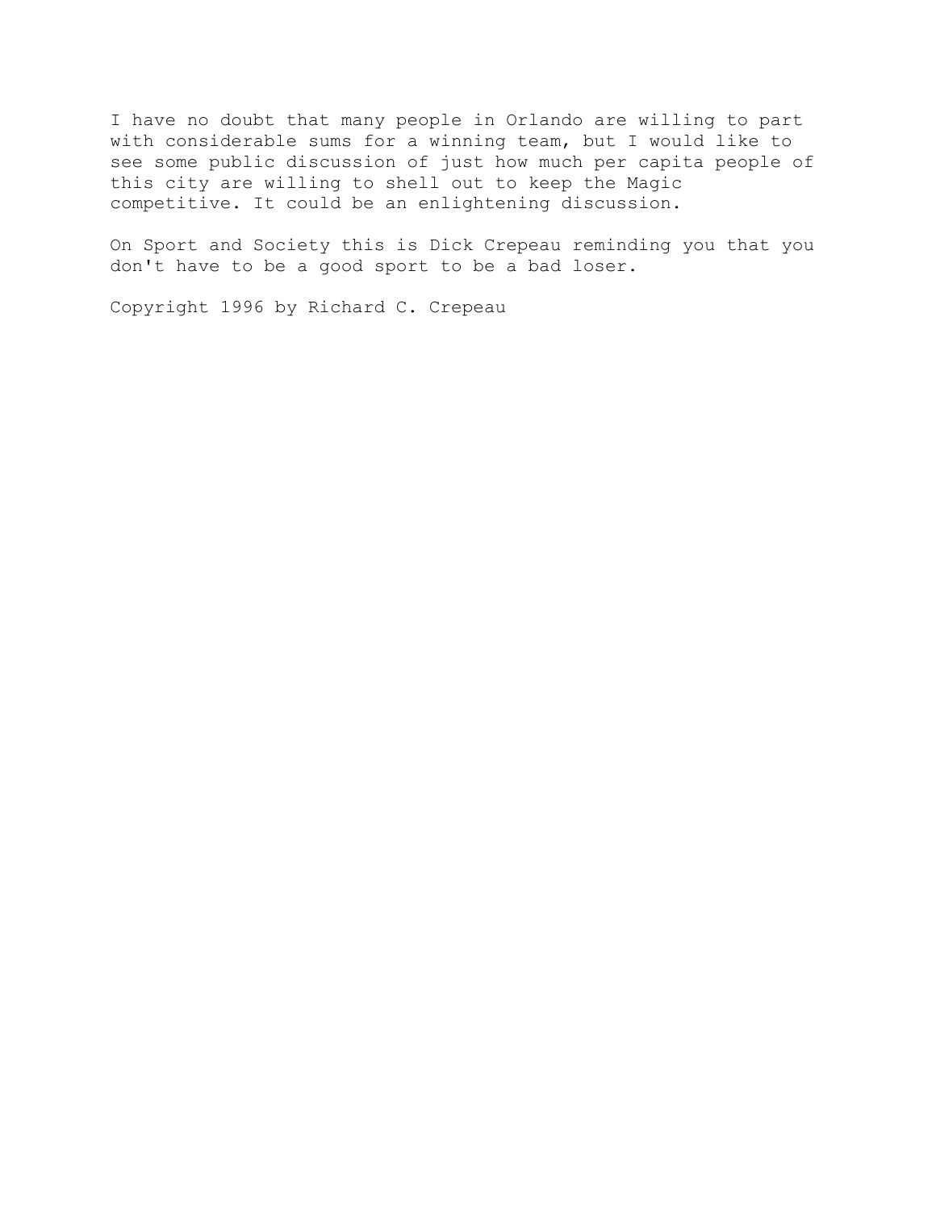I have no doubt that many people in Orlando are willing to part with considerable sums for a winning team, but I would like to see some public discussion of just how much per capita people of this city are willing to shell out to keep the Magic competitive. It could be an enlightening discussion.

On Sport and Society this is Dick Crepeau reminding you that you don't have to be a good sport to be a bad loser.

Copyright 1996 by Richard C. Crepeau